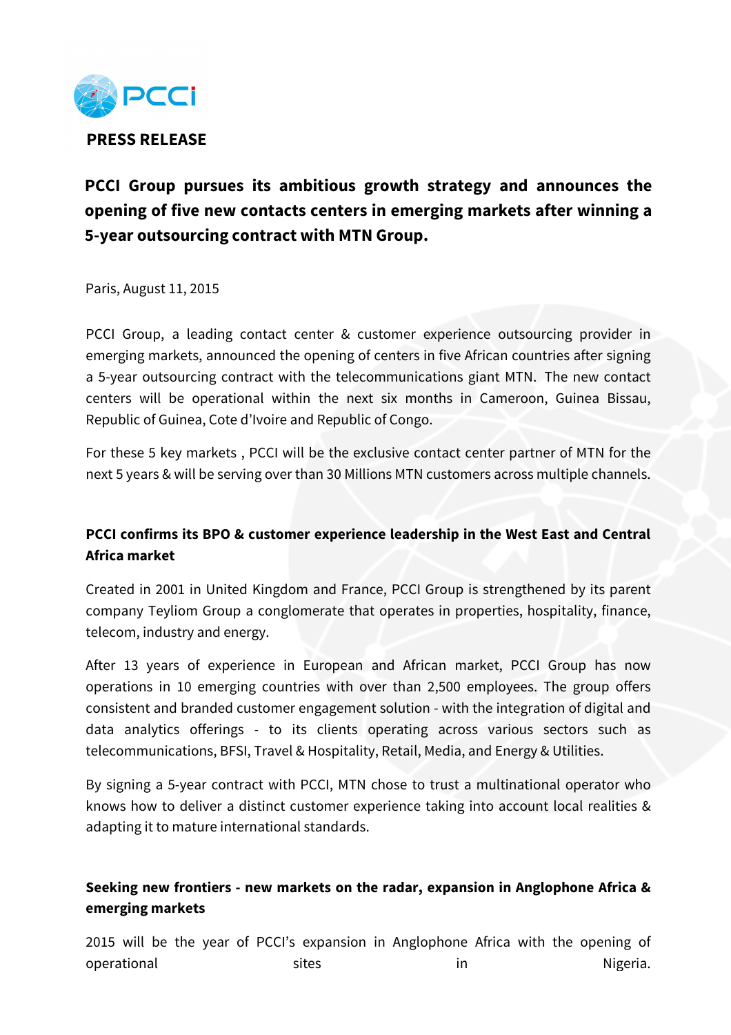**PRESS RELEASE**

# PCCI Group pursues its ambitious growth strategy and announces the opening of five new contacts centers in emerging markets after winning a 5-year outsourcing contract with MTN Group.

Paris, August 11, 2015

PCCI Group, a leading contact center & customer experience outsourcing provider in emerging markets, announced the opening of centers in five African countries after signing a 5-year outsourcing contract with the telecommunications giant MTN. The new contact centers will be operational within the next six months in Cameroon, Guinea Bissau, Republic of Guinea, Cote d'Ivoire and Republic of Congo.

For these 5 key markets , PCCI will be the exclusive contact center partner of MTN for the next 5 years & will be serving over than 30 Millions MTN customers across multiple channels.

## PCCI confirms its BPO & customer experience leadership in the West East and Central Africa market

Created in 2001 in United Kingdom and France, PCCI Group is strengthened by its parent company Teyliom Group a conglomerate that operates in properties, hospitality, finance, telecom, industry and energy.

After 13 years of experience in European and African market, PCCI Group has now operations in 10 emerging countries with over than 2,500 employees. The group offers consistent and branded customer engagement solution - with the integration of digital and data analytics offerings - to its clients operating across various sectors such as telecommunications, BFSI, Travel & Hospitality, Retail, Media, and Energy & Utilities.

By signing a 5-year contract with PCCI, MTN chose to trust a multinational operator who knows how to deliver a distinct customer experience taking into account local realities & adapting it to mature international standards.

## Seeking new frontiers - new markets on the radar, expansion in Anglophone Africa & emerging markets

2015 will be the year of PCCI's expansion in Anglophone Africa with the opening of operational sites in Nigeria.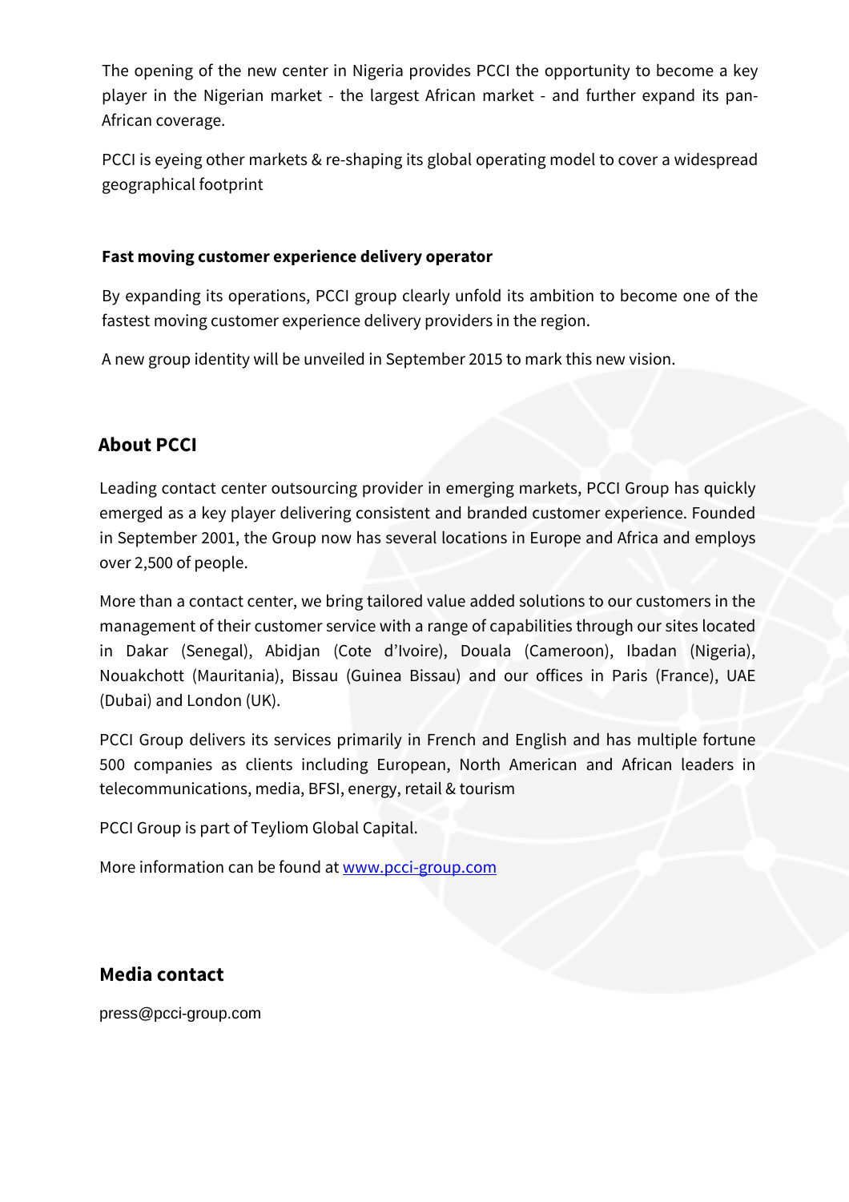The opening of the new center in Nigeria provides PCCI the opportunity to become a key player in the Nigerian market - the largest African market - and further expand its pan-African coverage.

PCCI is eyeing other markets & re-shaping its global operating model to cover a widespread geographical footprint

**Fast moving customer experience delivery operator**

By expanding its operations, PCCI group clearly unfold its ambition to become one of the fastest moving customer experience delivery providers in the region.

A new group identity will be unveiled in September 2015 to mark this new vision.

## About PCCI

Leading contact center outsourcing provider in emerging markets, PCCI Group has quickly emerged as a key player delivering consistent and branded customer experience. Founded in September 2001, the Group now has several locations in Europe and Africa and employs over 2,500 of people.

More than a contact center, we bring tailored value added solutions to our customers in the management of their customer service with a range of capabilities through our sites located in Dakar (Senegal), Abidjan (Cote d'Ivoire), Douala (Cameroon), Ibadan (Nigeria), Nouakchott (Mauritania), Bissau (Guinea Bissau) and our offices in Paris (France), UAE (Dubai) and London (UK).

PCCI Group delivers its services primarily in French and English and has multiple fortune 500 companies as clients including European, North American and African leaders in telecommunications, media, BFSI, energy, retail & tourism

PCCI Group is part of Teyliom Global Capital.

More information can be found at [www.pcci-group.com](http://www.pcci-group.com)

## Media contact

press@pcci-group.com